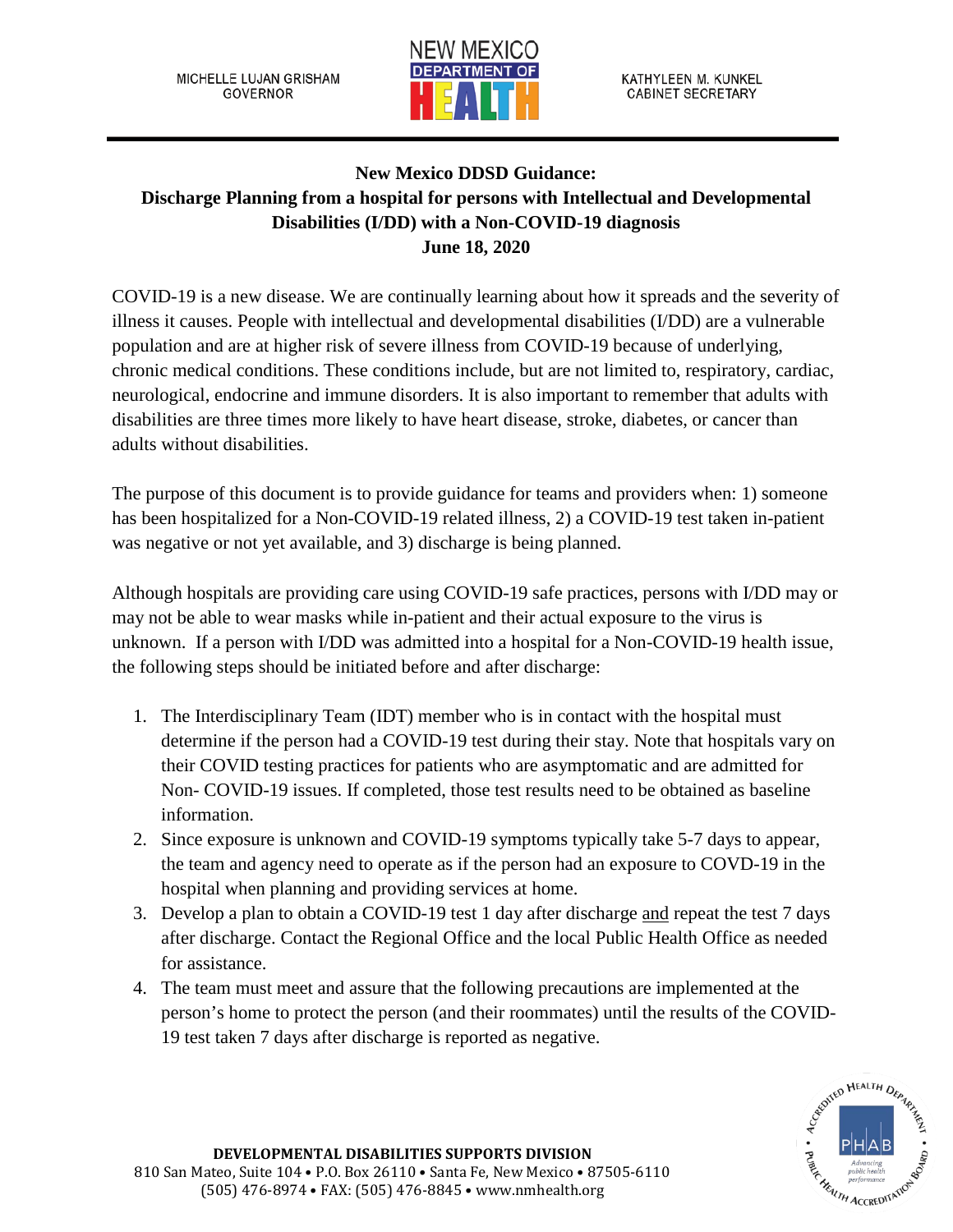MICHELLE LUJAN GRISHAM
GOVERNOR

KATHYLEEN M. KUNKEL
CABINET SECRETARY

# New Mexico DDSD Guidance: Discharge Planning from a hospital for persons with Intellectual and Developmental Disabilities (I/DD) with a Non-COVID-19 diagnosis

**June 18, 2020**

COVID-19 is a new disease. We are continually learning about how it spreads and the severity of illness it causes. People with intellectual and developmental disabilities (I/DD) are a vulnerable population and are at higher risk of severe illness from COVID-19 because of underlying, chronic medical conditions. These conditions include, but are not limited to, respiratory, cardiac, neurological, endocrine and immune disorders. It is also important to remember that adults with disabilities are three times more likely to have heart disease, stroke, diabetes, or cancer than adults without disabilities.

The purpose of this document is to provide guidance for teams and providers when: 1) someone has been hospitalized for a Non-COVID-19 related illness, 2) a COVID-19 test taken in-patient was negative or not yet available, and 3) discharge is being planned.

Although hospitals are providing care using COVID-19 safe practices, persons with I/DD may or may not be able to wear masks while in-patient and their actual exposure to the virus is unknown. If a person with I/DD was admitted into a hospital for a Non-COVID-19 health issue, the following steps should be initiated before and after discharge:

1. The Interdisciplinary Team (IDT) member who is in contact with the hospital must determine if the person had a COVID-19 test during their stay. Note that hospitals vary on their COVID testing practices for patients who are asymptomatic and are admitted for Non- COVID-19 issues. If completed, those test results need to be obtained as baseline information.
2. Since exposure is unknown and COVID-19 symptoms typically take 5-7 days to appear, the team and agency need to operate as if the person had an exposure to COVD-19 in the hospital when planning and providing services at home.
3. Develop a plan to obtain a COVID-19 test 1 day after discharge <u>and</u> repeat the test 7 days after discharge. Contact the Regional Office and the local Public Health Office as needed for assistance.
4. The team must meet and assure that the following precautions are implemented at the person's home to protect the person (and their roommates) until the results of the COVID-19 test taken 7 days after discharge is reported as negative.

**DEVELOPMENTAL DISABILITIES SUPPORTS DIVISION**
810 San Mateo, Suite 104 • P.O. Box 26110 • Santa Fe, New Mexico • 87505-6110
(505) 476-8974 • FAX: (505) 476-8845 • www.nmhealth.org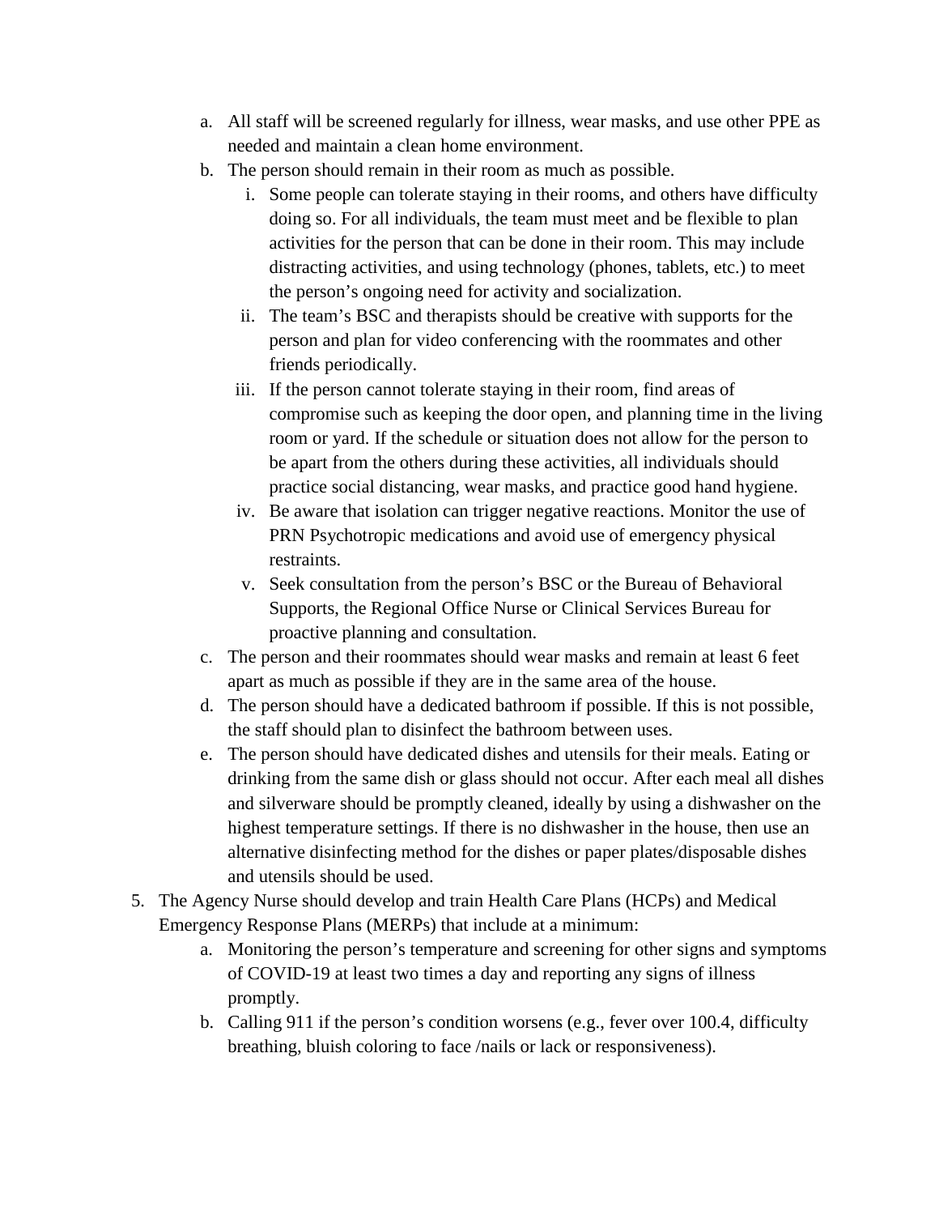a. All staff will be screened regularly for illness, wear masks, and use other PPE as needed and maintain a clean home environment.
   b. The person should remain in their room as much as possible.
      i. Some people can tolerate staying in their rooms, and others have difficulty doing so. For all individuals, the team must meet and be flexible to plan activities for the person that can be done in their room. This may include distracting activities, and using technology (phones, tablets, etc.) to meet the person's ongoing need for activity and socialization.
      ii. The team's BSC and therapists should be creative with supports for the person and plan for video conferencing with the roommates and other friends periodically.
      iii. If the person cannot tolerate staying in their room, find areas of compromise such as keeping the door open, and planning time in the living room or yard. If the schedule or situation does not allow for the person to be apart from the others during these activities, all individuals should practice social distancing, wear masks, and practice good hand hygiene.
      iv. Be aware that isolation can trigger negative reactions. Monitor the use of PRN Psychotropic medications and avoid use of emergency physical restraints.
      v. Seek consultation from the person's BSC or the Bureau of Behavioral Supports, the Regional Office Nurse or Clinical Services Bureau for proactive planning and consultation.
   c. The person and their roommates should wear masks and remain at least 6 feet apart as much as possible if they are in the same area of the house.
   d. The person should have a dedicated bathroom if possible. If this is not possible, the staff should plan to disinfect the bathroom between uses.
   e. The person should have dedicated dishes and utensils for their meals. Eating or drinking from the same dish or glass should not occur. After each meal all dishes and silverware should be promptly cleaned, ideally by using a dishwasher on the highest temperature settings. If there is no dishwasher in the house, then use an alternative disinfecting method for the dishes or paper plates/disposable dishes and utensils should be used.

5. The Agency Nurse should develop and train Health Care Plans (HCPs) and Medical Emergency Response Plans (MERPs) that include at a minimum:
   a. Monitoring the person's temperature and screening for other signs and symptoms of COVID-19 at least two times a day and reporting any signs of illness promptly.
   b. Calling 911 if the person's condition worsens (e.g., fever over 100.4, difficulty breathing, bluish coloring to face /nails or lack or responsiveness).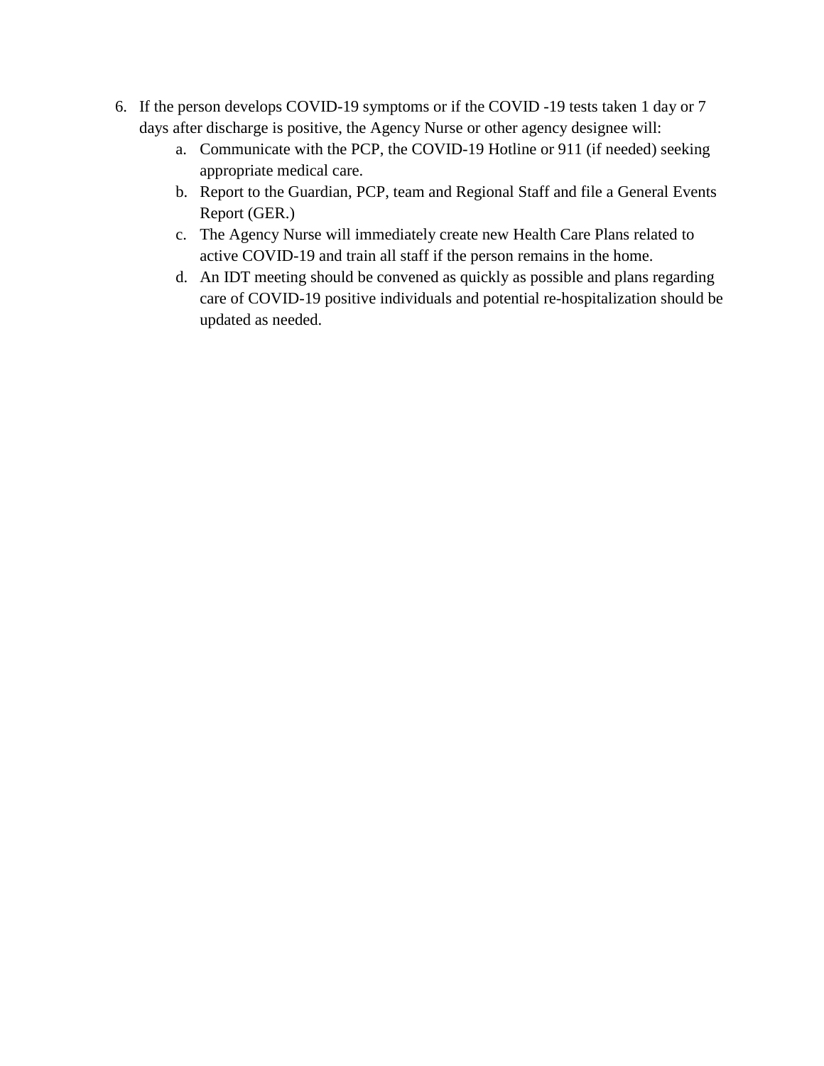6. If the person develops COVID-19 symptoms or if the COVID -19 tests taken 1 day or 7 days after discharge is positive, the Agency Nurse or other agency designee will:
    a. Communicate with the PCP, the COVID-19 Hotline or 911 (if needed) seeking appropriate medical care.
    b. Report to the Guardian, PCP, team and Regional Staff and file a General Events Report (GER.)
    c. The Agency Nurse will immediately create new Health Care Plans related to active COVID-19 and train all staff if the person remains in the home.
    d. An IDT meeting should be convened as quickly as possible and plans regarding care of COVID-19 positive individuals and potential re-hospitalization should be updated as needed.